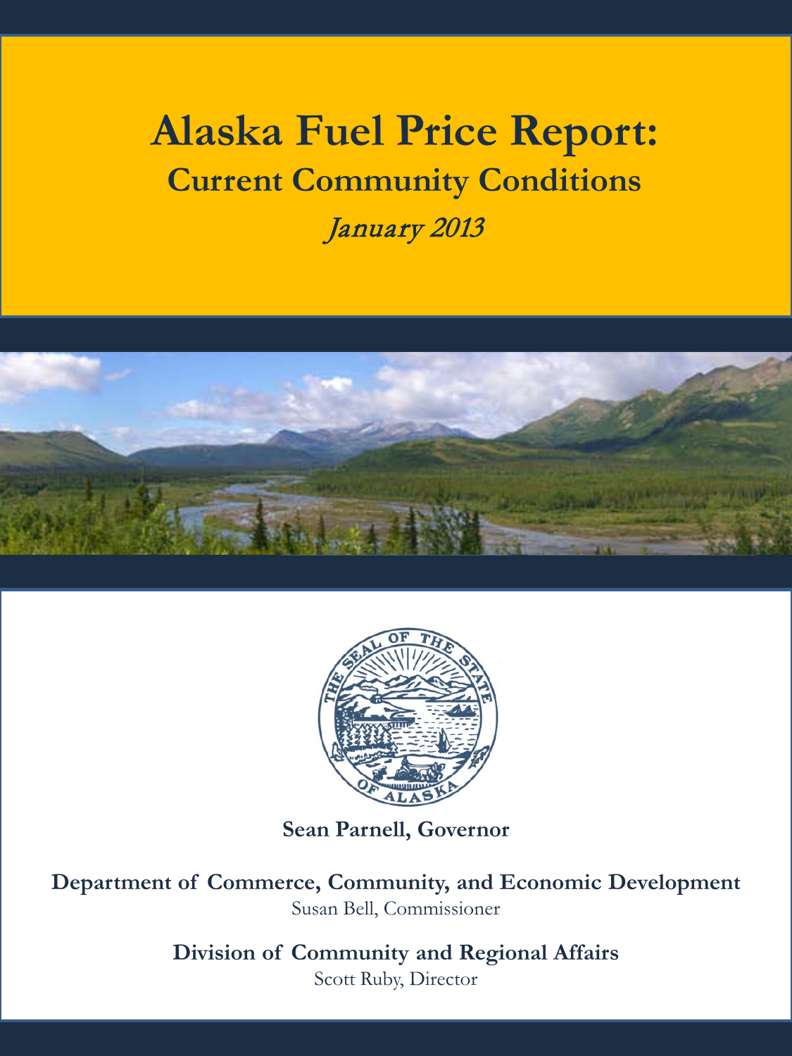# Alaska Fuel Price Report:

## Current Community Conditions

*January 2013*

**Sean Parnell, Governor**

**Department of Commerce, Community, and Economic Development**

Susan Bell, Commissioner

**Division of Community and Regional Affairs**

Scott Ruby, Director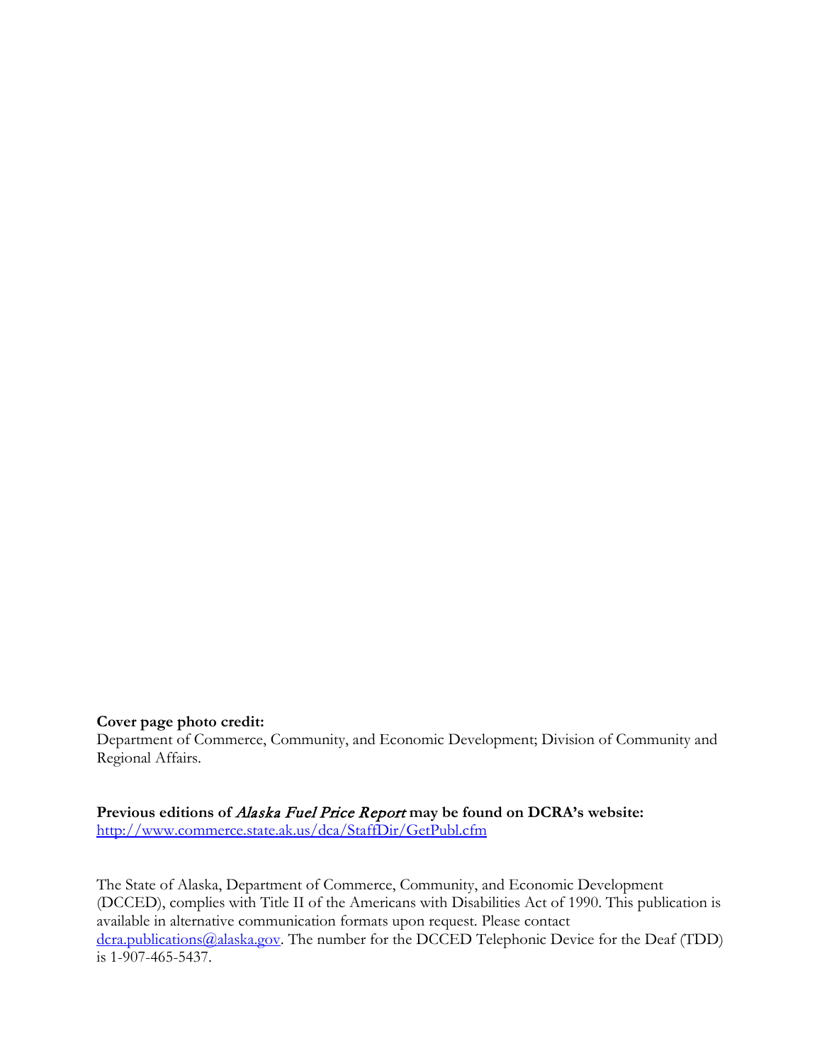**Cover page photo credit:**
Department of Commerce, Community, and Economic Development; Division of Community and Regional Affairs.

**Previous editions of *Alaska Fuel Price Report* may be found on DCRA's website:**
http://www.commerce.state.ak.us/dca/StaffDir/GetPubl.cfm

The State of Alaska, Department of Commerce, Community, and Economic Development (DCCED), complies with Title II of the Americans with Disabilities Act of 1990. This publication is available in alternative communication formats upon request. Please contact dcra.publications@alaska.gov. The number for the DCCED Telephonic Device for the Deaf (TDD) is 1-907-465-5437.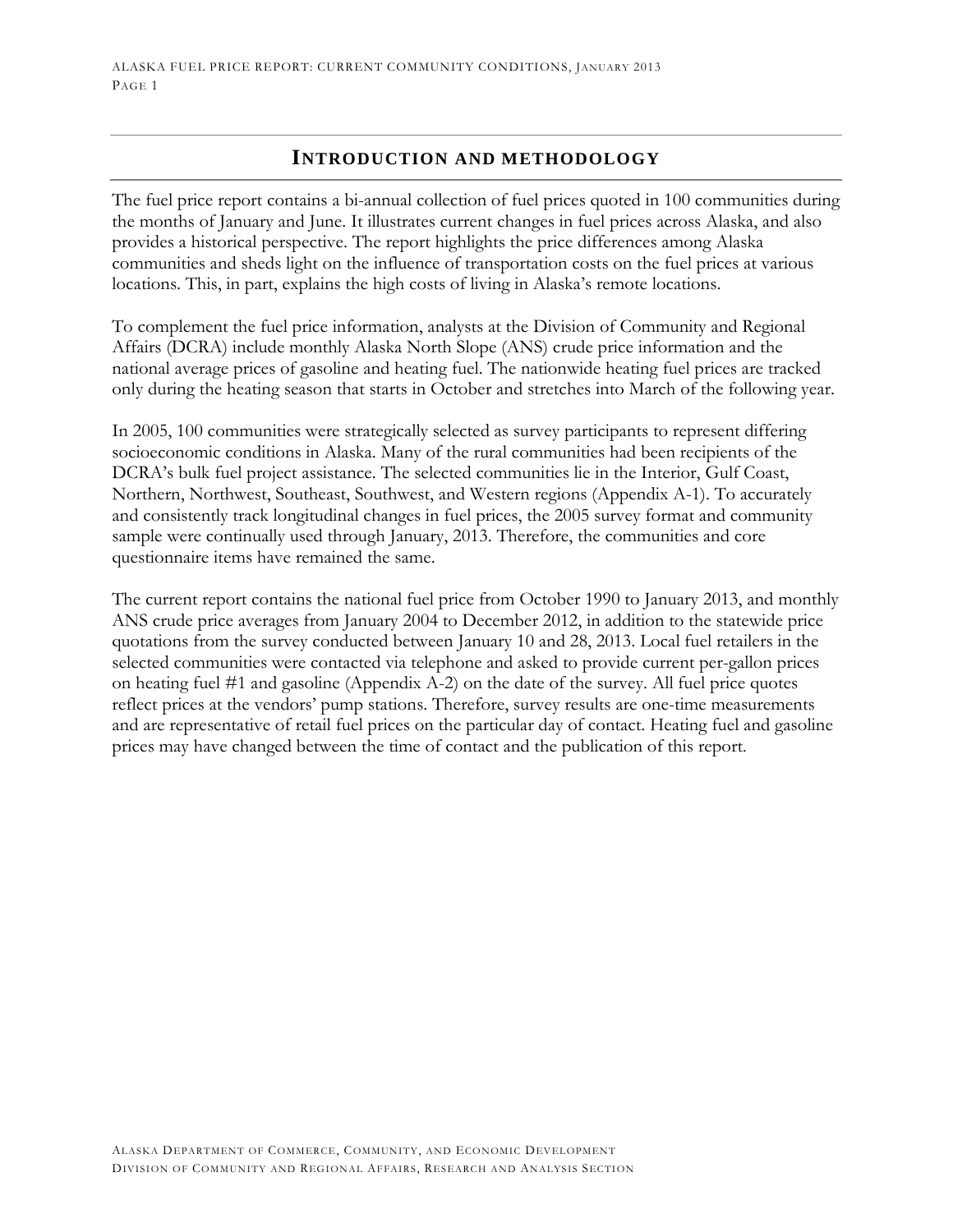## INTRODUCTION AND METHODOLOGY

The fuel price report contains a bi-annual collection of fuel prices quoted in 100 communities during the months of January and June. It illustrates current changes in fuel prices across Alaska, and also provides a historical perspective. The report highlights the price differences among Alaska communities and sheds light on the influence of transportation costs on the fuel prices at various locations. This, in part, explains the high costs of living in Alaska's remote locations.

To complement the fuel price information, analysts at the Division of Community and Regional Affairs (DCRA) include monthly Alaska North Slope (ANS) crude price information and the national average prices of gasoline and heating fuel. The nationwide heating fuel prices are tracked only during the heating season that starts in October and stretches into March of the following year.

In 2005, 100 communities were strategically selected as survey participants to represent differing socioeconomic conditions in Alaska. Many of the rural communities had been recipients of the DCRA's bulk fuel project assistance. The selected communities lie in the Interior, Gulf Coast, Northern, Northwest, Southeast, Southwest, and Western regions (Appendix A-1). To accurately and consistently track longitudinal changes in fuel prices, the 2005 survey format and community sample were continually used through January, 2013. Therefore, the communities and core questionnaire items have remained the same.

The current report contains the national fuel price from October 1990 to January 2013, and monthly ANS crude price averages from January 2004 to December 2012, in addition to the statewide price quotations from the survey conducted between January 10 and 28, 2013. Local fuel retailers in the selected communities were contacted via telephone and asked to provide current per-gallon prices on heating fuel #1 and gasoline (Appendix A-2) on the date of the survey. All fuel price quotes reflect prices at the vendors' pump stations. Therefore, survey results are one-time measurements and are representative of retail fuel prices on the particular day of contact. Heating fuel and gasoline prices may have changed between the time of contact and the publication of this report.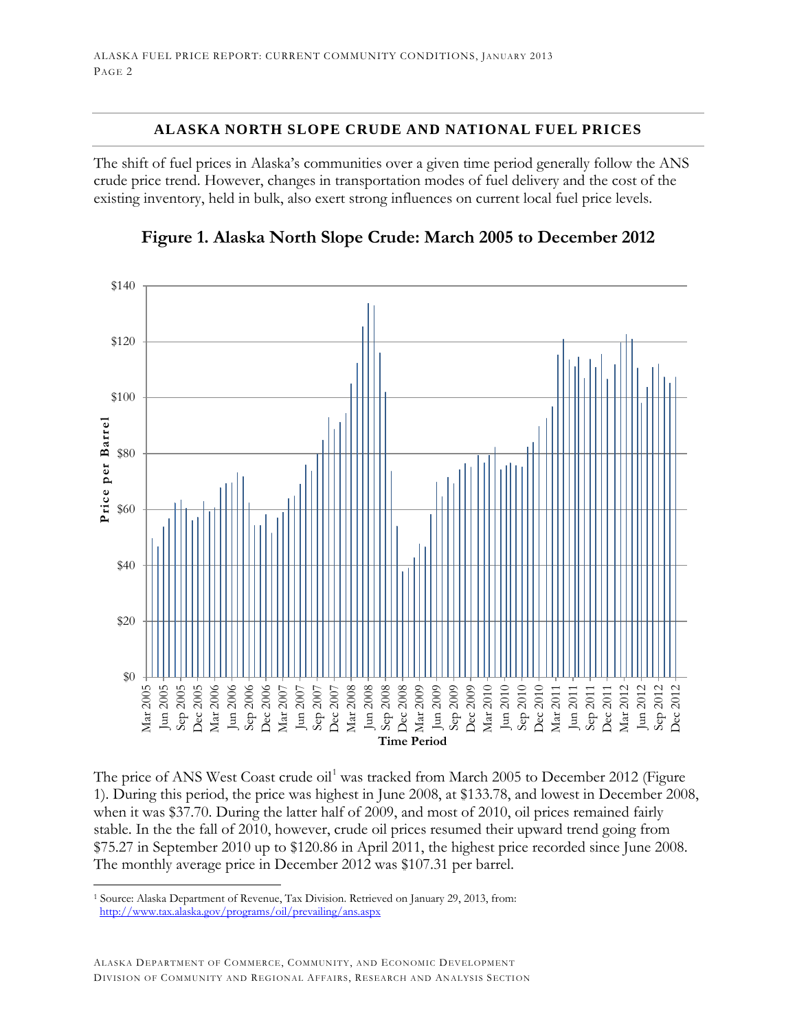## ALASKA NORTH SLOPE CRUDE AND NATIONAL FUEL PRICES

The shift of fuel prices in Alaska's communities over a given time period generally follow the ANS crude price trend. However, changes in transportation modes of fuel delivery and the cost of the existing inventory, held in bulk, also exert strong influences on current local fuel price levels.

**Figure 1. Alaska North Slope Crude: March 2005 to December 2012**

The price of ANS West Coast crude oil[1] was tracked from March 2005 to December 2012 (Figure 1). During this period, the price was highest in June 2008, at $133.78, and lowest in December 2008, when it was $37.70. During the latter half of 2009, and most of 2010, oil prices remained fairly stable. In the the fall of 2010, however, crude oil prices resumed their upward trend going from $75.27 in September 2010 up to $120.86 in April 2011, the highest price recorded since June 2008. The monthly average price in December 2012 was $107.31 per barrel.

[1] Source: Alaska Department of Revenue, Tax Division. Retrieved on January 29, 2013, from: http://www.tax.alaska.gov/programs/oil/prevailing/ans.aspx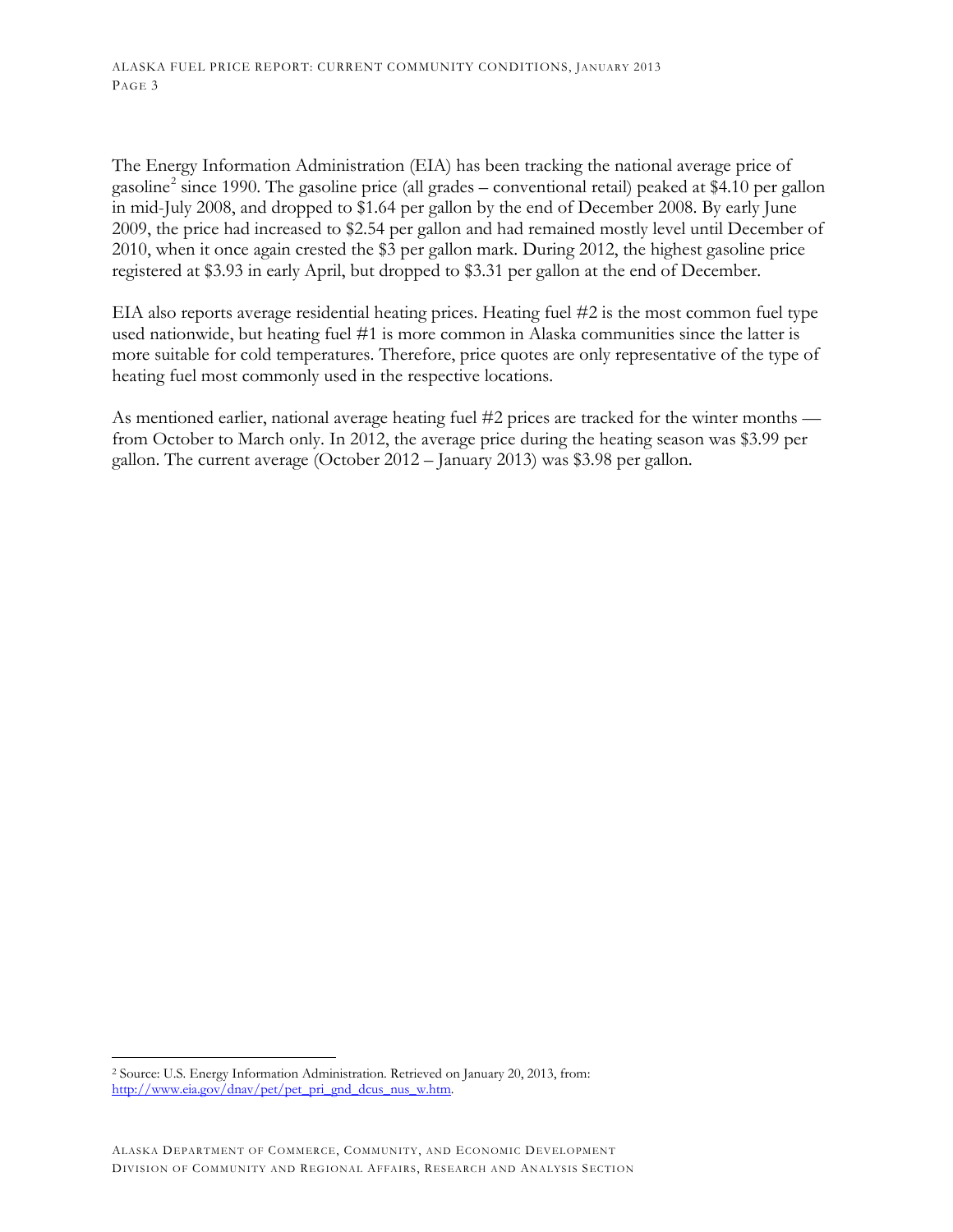The Energy Information Administration (EIA) has been tracking the national average price of gasoline[2] since 1990. The gasoline price (all grades – conventional retail) peaked at $4.10 per gallon in mid-July 2008, and dropped to $1.64 per gallon by the end of December 2008. By early June 2009, the price had increased to $2.54 per gallon and had remained mostly level until December of 2010, when it once again crested the $3 per gallon mark. During 2012, the highest gasoline price registered at $3.93 in early April, but dropped to $3.31 per gallon at the end of December.

EIA also reports average residential heating prices. Heating fuel #2 is the most common fuel type used nationwide, but heating fuel #1 is more common in Alaska communities since the latter is more suitable for cold temperatures. Therefore, price quotes are only representative of the type of heating fuel most commonly used in the respective locations.

As mentioned earlier, national average heating fuel #2 prices are tracked for the winter months — from October to March only. In 2012, the average price during the heating season was $3.99 per gallon. The current average (October 2012 – January 2013) was $3.98 per gallon.

---

[2] Source: U.S. Energy Information Administration. Retrieved on January 20, 2013, from: http://www.eia.gov/dnav/pet/pet_pri_gnd_dcus_nus_w.htm.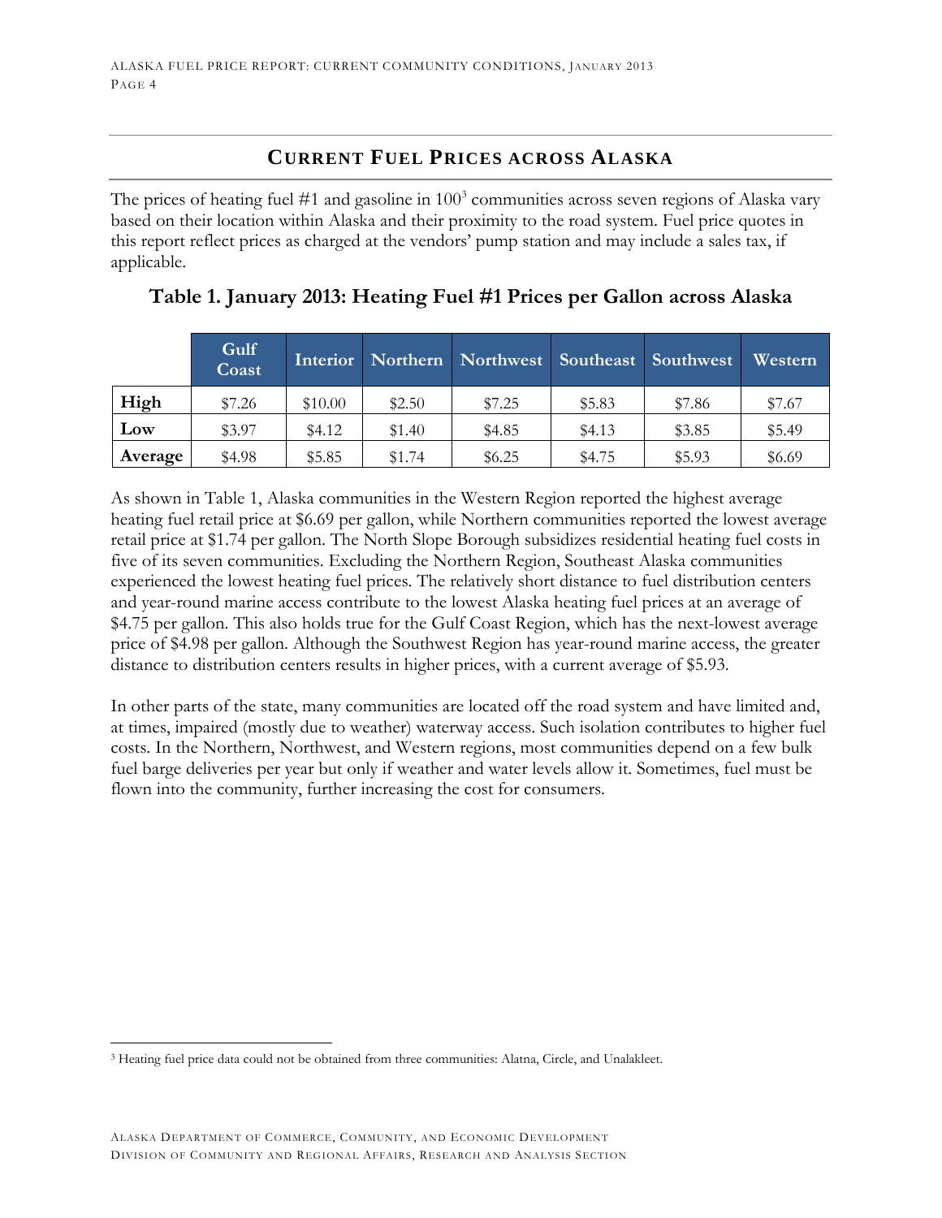## CURRENT FUEL PRICES ACROSS ALASKA

The prices of heating fuel #1 and gasoline in 100[3] communities across seven regions of Alaska vary based on their location within Alaska and their proximity to the road system. Fuel price quotes in this report reflect prices as charged at the vendors' pump station and may include a sales tax, if applicable.

### Table 1. January 2013: Heating Fuel #1 Prices per Gallon across Alaska

| | Gulf Coast | Interior | Northern | Northwest | Southeast | Southwest | Western |
|---|---|---|---|---|---|---|---|
| **High** | $7.26 | $10.00 | $2.50 | $7.25 | $5.83 | $7.86 | $7.67 |
| **Low** | $3.97 | $4.12 | $1.40 | $4.85 | $4.13 | $3.85 | $5.49 |
| **Average** | $4.98 | $5.85 | $1.74 | $6.25 | $4.75 | $5.93 | $6.69 |

As shown in Table 1, Alaska communities in the Western Region reported the highest average heating fuel retail price at $6.69 per gallon, while Northern communities reported the lowest average retail price at $1.74 per gallon. The North Slope Borough subsidizes residential heating fuel costs in five of its seven communities. Excluding the Northern Region, Southeast Alaska communities experienced the lowest heating fuel prices. The relatively short distance to fuel distribution centers and year-round marine access contribute to the lowest Alaska heating fuel prices at an average of $4.75 per gallon. This also holds true for the Gulf Coast Region, which has the next-lowest average price of $4.98 per gallon. Although the Southwest Region has year-round marine access, the greater distance to distribution centers results in higher prices, with a current average of $5.93.

In other parts of the state, many communities are located off the road system and have limited and, at times, impaired (mostly due to weather) waterway access. Such isolation contributes to higher fuel costs. In the Northern, Northwest, and Western regions, most communities depend on a few bulk fuel barge deliveries per year but only if weather and water levels allow it. Sometimes, fuel must be flown into the community, further increasing the cost for consumers.

[3] Heating fuel price data could not be obtained from three communities: Alatna, Circle, and Unalakleet.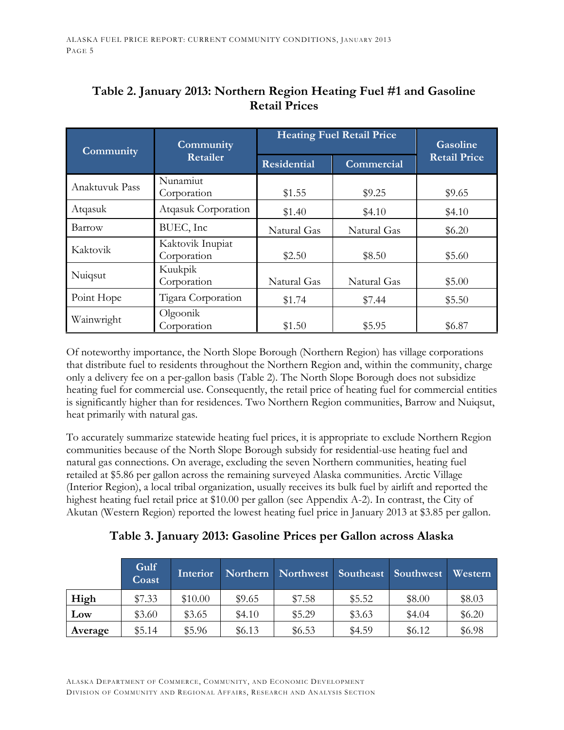## Table 2. January 2013: Northern Region Heating Fuel #1 and Gasoline Retail Prices

| Community | Community Retailer | Heating Fuel Retail Price | | Gasoline Retail Price |
|---|---|---|---|---|
| | | Residential | Commercial | |
| Anaktuvuk Pass | Nunamiut Corporation | $1.55 | $9.25 | $9.65 |
| Atqasuk | Atqasuk Corporation | $1.40 | $4.10 | $4.10 |
| Barrow | BUEC, Inc | Natural Gas | Natural Gas | $6.20 |
| Kaktovik | Kaktovik Inupiat Corporation | $2.50 | $8.50 | $5.60 |
| Nuiqsut | Kuukpik Corporation | Natural Gas | Natural Gas | $5.00 |
| Point Hope | Tigara Corporation | $1.74 | $7.44 | $5.50 |
| Wainwright | Olgoonik Corporation | $1.50 | $5.95 | $6.87 |

Of noteworthy importance, the North Slope Borough (Northern Region) has village corporations that distribute fuel to residents throughout the Northern Region and, within the community, charge only a delivery fee on a per-gallon basis (Table 2). The North Slope Borough does not subsidize heating fuel for commercial use. Consequently, the retail price of heating fuel for commercial entities is significantly higher than for residences. Two Northern Region communities, Barrow and Nuiqsut, heat primarily with natural gas.

To accurately summarize statewide heating fuel prices, it is appropriate to exclude Northern Region communities because of the North Slope Borough subsidy for residential-use heating fuel and natural gas connections. On average, excluding the seven Northern communities, heating fuel retailed at $5.86 per gallon across the remaining surveyed Alaska communities. Arctic Village (Interior Region), a local tribal organization, usually receives its bulk fuel by airlift and reported the highest heating fuel retail price at $10.00 per gallon (see Appendix A-2). In contrast, the City of Akutan (Western Region) reported the lowest heating fuel price in January 2013 at $3.85 per gallon.

## Table 3. January 2013: Gasoline Prices per Gallon across Alaska

| | Gulf Coast | Interior | Northern | Northwest | Southeast | Southwest | Western |
|---|---|---|---|---|---|---|---|
| **High** | $7.33 | $10.00 | $9.65 | $7.58 | $5.52 | $8.00 | $8.03 |
| **Low** | $3.60 | $3.65 | $4.10 | $5.29 | $3.63 | $4.04 | $6.20 |
| **Average** | $5.14 | $5.96 | $6.13 | $6.53 | $4.59 | $6.12 | $6.98 |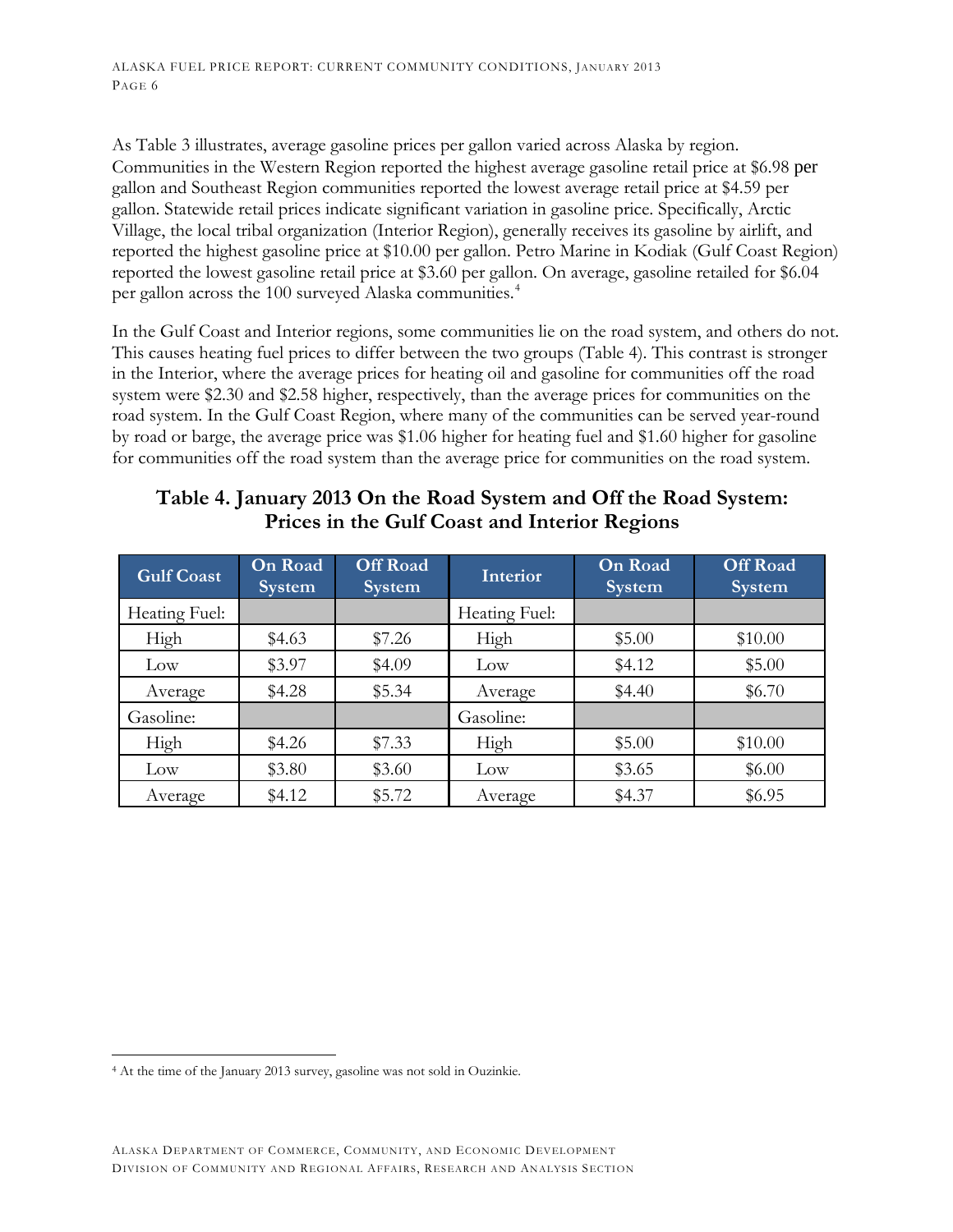As Table 3 illustrates, average gasoline prices per gallon varied across Alaska by region. Communities in the Western Region reported the highest average gasoline retail price at $6.98 per gallon and Southeast Region communities reported the lowest average retail price at $4.59 per gallon. Statewide retail prices indicate significant variation in gasoline price. Specifically, Arctic Village, the local tribal organization (Interior Region), generally receives its gasoline by airlift, and reported the highest gasoline price at $10.00 per gallon. Petro Marine in Kodiak (Gulf Coast Region) reported the lowest gasoline retail price at $3.60 per gallon. On average, gasoline retailed for $6.04 per gallon across the 100 surveyed Alaska communities.[4]

In the Gulf Coast and Interior regions, some communities lie on the road system, and others do not. This causes heating fuel prices to differ between the two groups (Table 4). This contrast is stronger in the Interior, where the average prices for heating oil and gasoline for communities off the road system were $2.30 and $2.58 higher, respectively, than the average prices for communities on the road system. In the Gulf Coast Region, where many of the communities can be served year-round by road or barge, the average price was $1.06 higher for heating fuel and $1.60 higher for gasoline for communities off the road system than the average price for communities on the road system.

## Table 4. January 2013 On the Road System and Off the Road System: Prices in the Gulf Coast and Interior Regions

| Gulf Coast | On Road System | Off Road System | Interior | On Road System | Off Road System |
|---|---|---|---|---|---|
| Heating Fuel: | | | Heating Fuel: | | |
| High | $4.63 | $7.26 | High | $5.00 | $10.00 |
| Low | $3.97 | $4.09 | Low | $4.12 | $5.00 |
| Average | $4.28 | $5.34 | Average | $4.40 | $6.70 |
| Gasoline: | | | Gasoline: | | |
| High | $4.26 | $7.33 | High | $5.00 | $10.00 |
| Low | $3.80 | $3.60 | Low | $3.65 | $6.00 |
| Average | $4.12 | $5.72 | Average | $4.37 | $6.95 |

[4] At the time of the January 2013 survey, gasoline was not sold in Ouzinkie.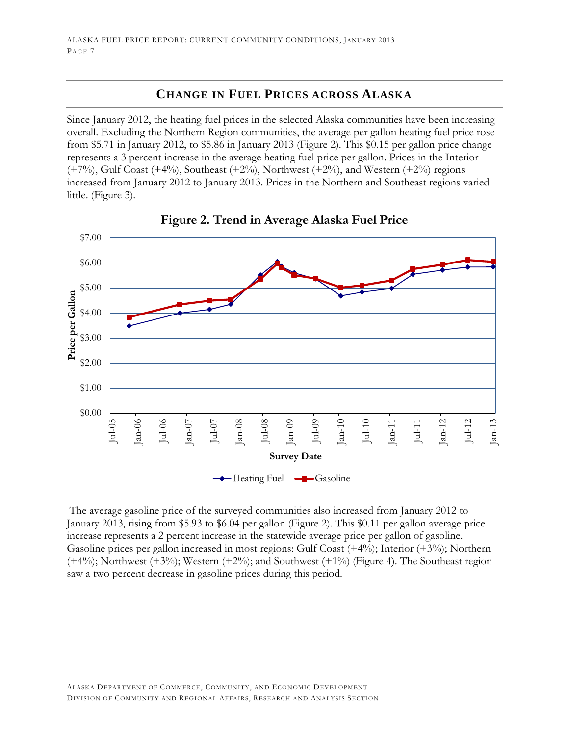## CHANGE IN FUEL PRICES ACROSS ALASKA

Since January 2012, the heating fuel prices in the selected Alaska communities have been increasing overall. Excluding the Northern Region communities, the average per gallon heating fuel price rose from $5.71 in January 2012, to $5.86 in January 2013 (Figure 2). This $0.15 per gallon price change represents a 3 percent increase in the average heating fuel price per gallon. Prices in the Interior (+7%), Gulf Coast (+4%), Southeast (+2%), Northwest (+2%), and Western (+2%) regions increased from January 2012 to January 2013. Prices in the Northern and Southeast regions varied little. (Figure 3).

**Figure 2. Trend in Average Alaska Fuel Price**

The average gasoline price of the surveyed communities also increased from January 2012 to January 2013, rising from $5.93 to $6.04 per gallon (Figure 2). This $0.11 per gallon average price increase represents a 2 percent increase in the statewide average price per gallon of gasoline. Gasoline prices per gallon increased in most regions: Gulf Coast (+4%); Interior (+3%); Northern (+4%); Northwest (+3%); Western (+2%); and Southwest (+1%) (Figure 4). The Southeast region saw a two percent decrease in gasoline prices during this period.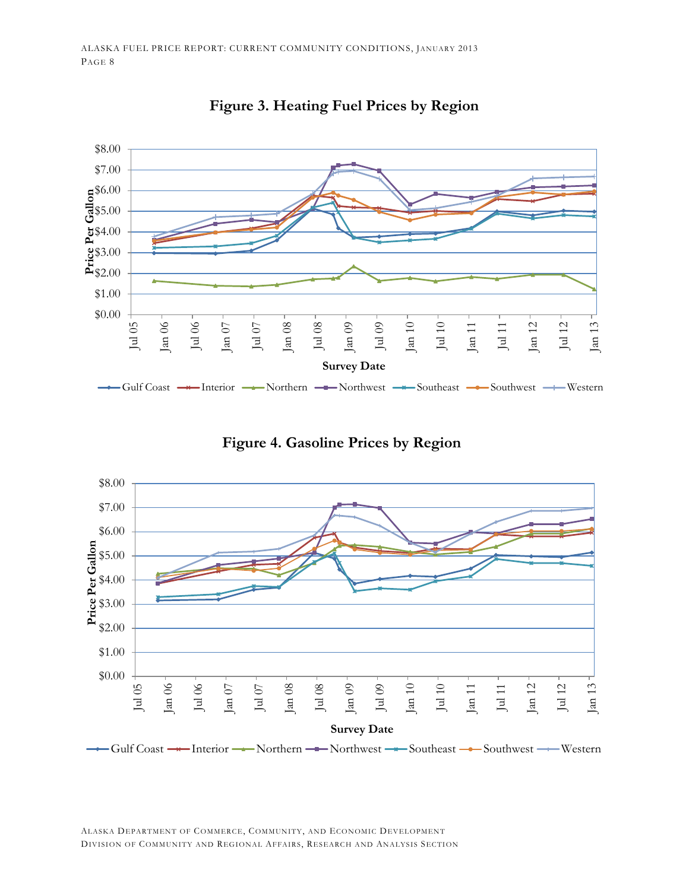**Figure 3. Heating Fuel Prices by Region**

**Figure 4. Gasoline Prices by Region**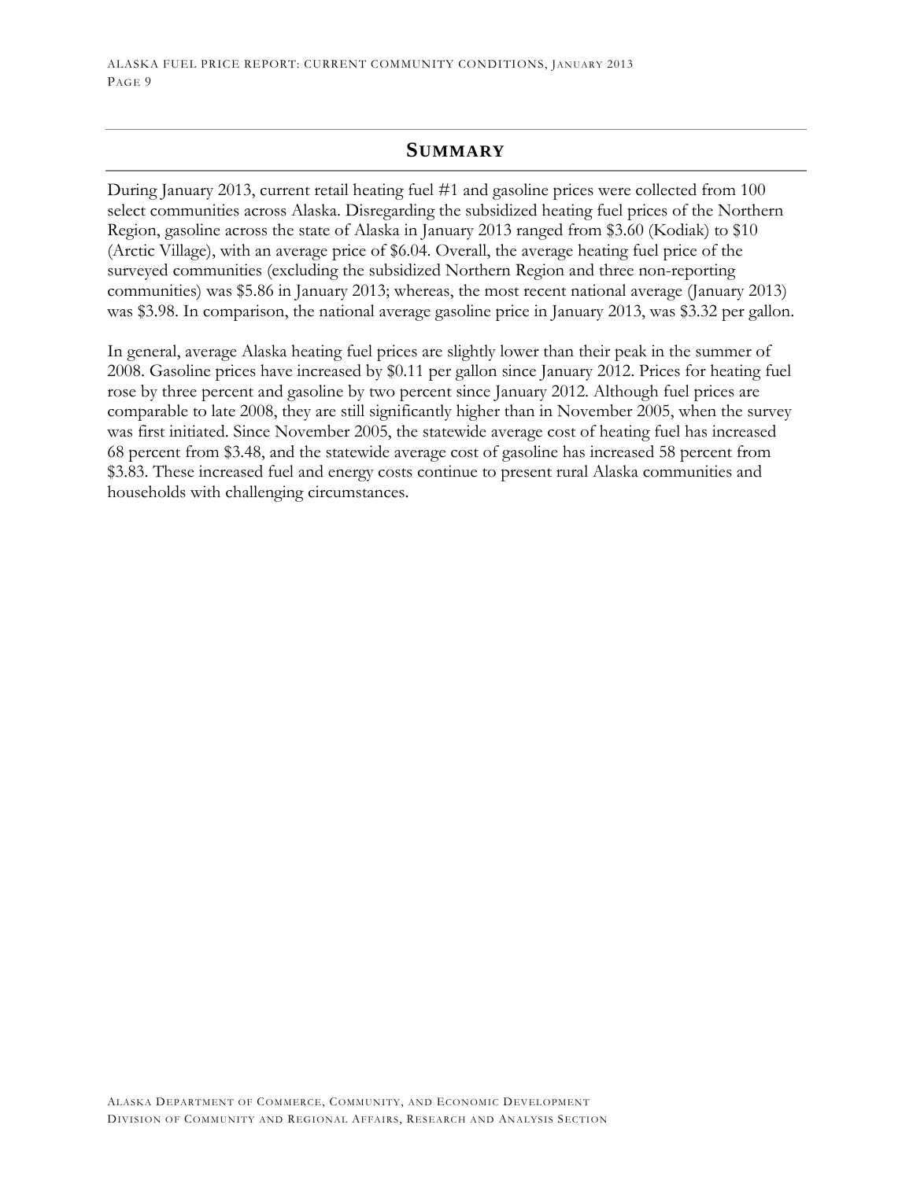## Summary

During January 2013, current retail heating fuel #1 and gasoline prices were collected from 100 select communities across Alaska. Disregarding the subsidized heating fuel prices of the Northern Region, gasoline across the state of Alaska in January 2013 ranged from $3.60 (Kodiak) to $10 (Arctic Village), with an average price of $6.04. Overall, the average heating fuel price of the surveyed communities (excluding the subsidized Northern Region and three non-reporting communities) was $5.86 in January 2013; whereas, the most recent national average (January 2013) was $3.98. In comparison, the national average gasoline price in January 2013, was $3.32 per gallon.

In general, average Alaska heating fuel prices are slightly lower than their peak in the summer of 2008. Gasoline prices have increased by $0.11 per gallon since January 2012. Prices for heating fuel rose by three percent and gasoline by two percent since January 2012. Although fuel prices are comparable to late 2008, they are still significantly higher than in November 2005, when the survey was first initiated. Since November 2005, the statewide average cost of heating fuel has increased 68 percent from $3.48, and the statewide average cost of gasoline has increased 58 percent from $3.83. These increased fuel and energy costs continue to present rural Alaska communities and households with challenging circumstances.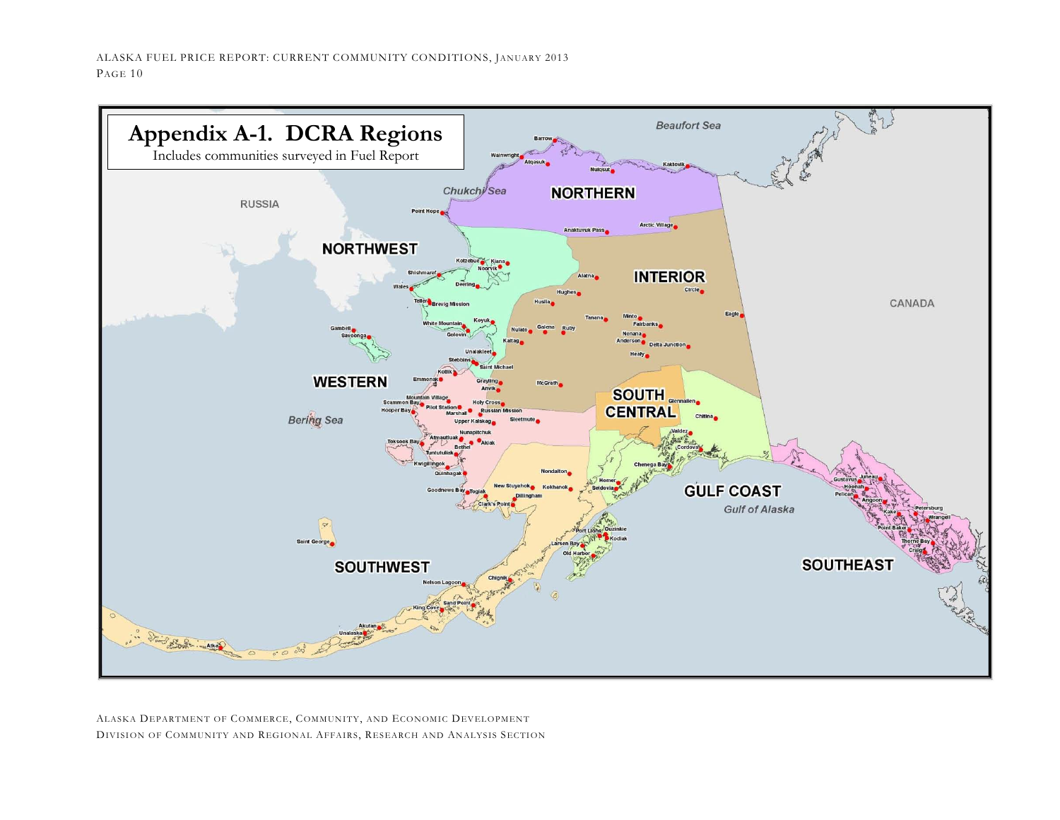# Appendix A-1. DCRA Regions

Includes communities surveyed in Fuel Report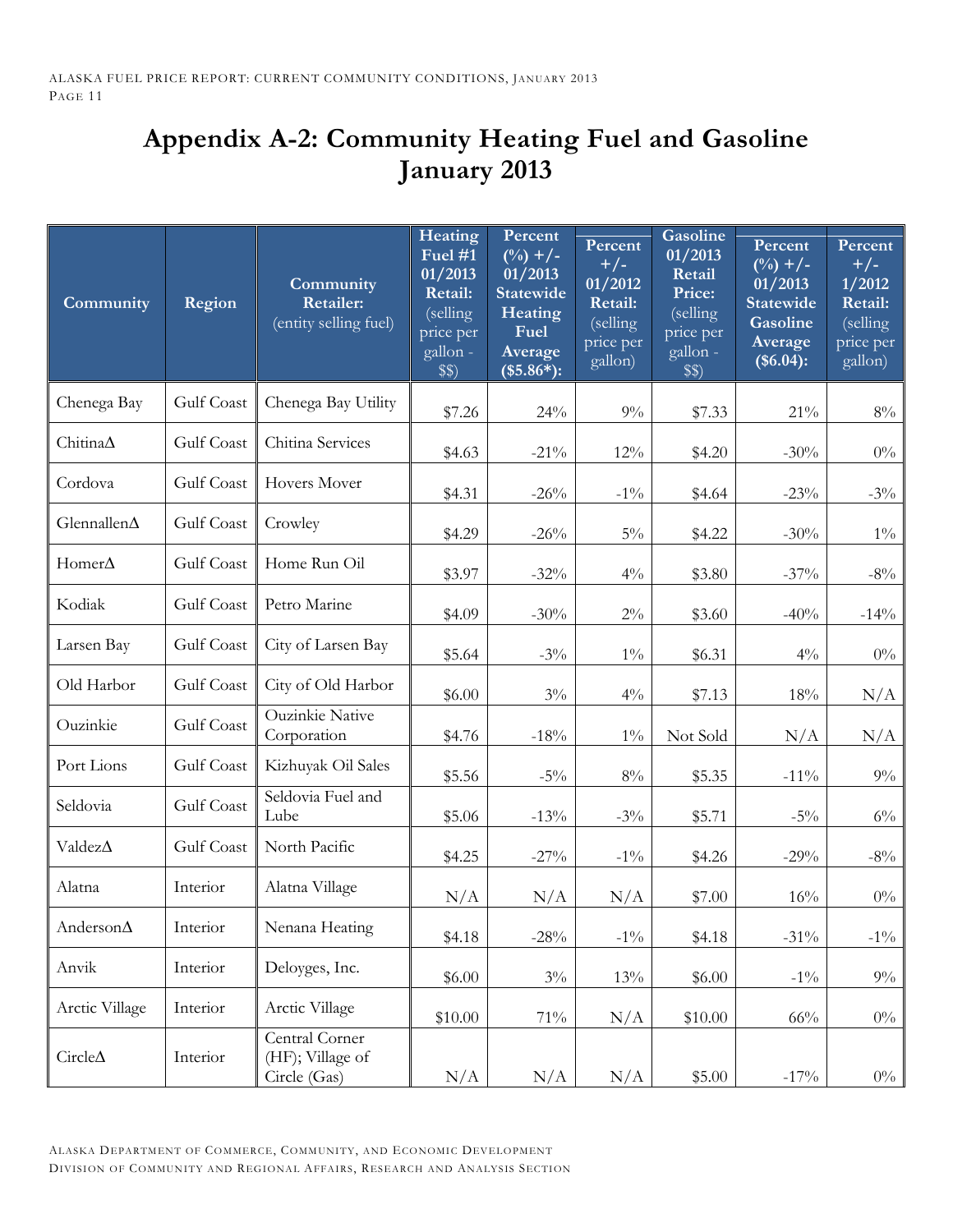# Appendix A-2: Community Heating Fuel and Gasoline January 2013

| Community | Region | Community Retailer: (entity selling fuel) | Heating Fuel #1 01/2013 Retail: (selling price per gallon - $$) | Percent (%) +/- 01/2013 Statewide Heating Fuel Average ($5.86*): | Percent +/- 01/2012 Retail: (selling price per gallon) | Gasoline 01/2013 Retail Price: (selling price per gallon - $$) | Percent (%) +/- 01/2013 Statewide Gasoline Average ($6.04): | Percent +/- 1/2012 Retail: (selling price per gallon) |
|---|---|---|---|---|---|---|---|---|
| Chenega Bay | Gulf Coast | Chenega Bay Utility | $7.26 | 24% | 9% | $7.33 | 21% | 8% |
| ChitinaΔ | Gulf Coast | Chitina Services | $4.63 | -21% | 12% | $4.20 | -30% | 0% |
| Cordova | Gulf Coast | Hovers Mover | $4.31 | -26% | -1% | $4.64 | -23% | -3% |
| GlennallenΔ | Gulf Coast | Crowley | $4.29 | -26% | 5% | $4.22 | -30% | 1% |
| HomerΔ | Gulf Coast | Home Run Oil | $3.97 | -32% | 4% | $3.80 | -37% | -8% |
| Kodiak | Gulf Coast | Petro Marine | $4.09 | -30% | 2% | $3.60 | -40% | -14% |
| Larsen Bay | Gulf Coast | City of Larsen Bay | $5.64 | -3% | 1% | $6.31 | 4% | 0% |
| Old Harbor | Gulf Coast | City of Old Harbor | $6.00 | 3% | 4% | $7.13 | 18% | N/A |
| Ouzinkie | Gulf Coast | Ouzinkie Native Corporation | $4.76 | -18% | 1% | Not Sold | N/A | N/A |
| Port Lions | Gulf Coast | Kizhuyak Oil Sales | $5.56 | -5% | 8% | $5.35 | -11% | 9% |
| Seldovia | Gulf Coast | Seldovia Fuel and Lube | $5.06 | -13% | -3% | $5.71 | -5% | 6% |
| ValdezΔ | Gulf Coast | North Pacific | $4.25 | -27% | -1% | $4.26 | -29% | -8% |
| Alatna | Interior | Alatna Village | N/A | N/A | N/A | $7.00 | 16% | 0% |
| AndersonΔ | Interior | Nenana Heating | $4.18 | -28% | -1% | $4.18 | -31% | -1% |
| Anvik | Interior | Deloyges, Inc. | $6.00 | 3% | 13% | $6.00 | -1% | 9% |
| Arctic Village | Interior | Arctic Village | $10.00 | 71% | N/A | $10.00 | 66% | 0% |
| CircleΔ | Interior | Central Corner (HF); Village of Circle (Gas) | N/A | N/A | N/A | $5.00 | -17% | 0% |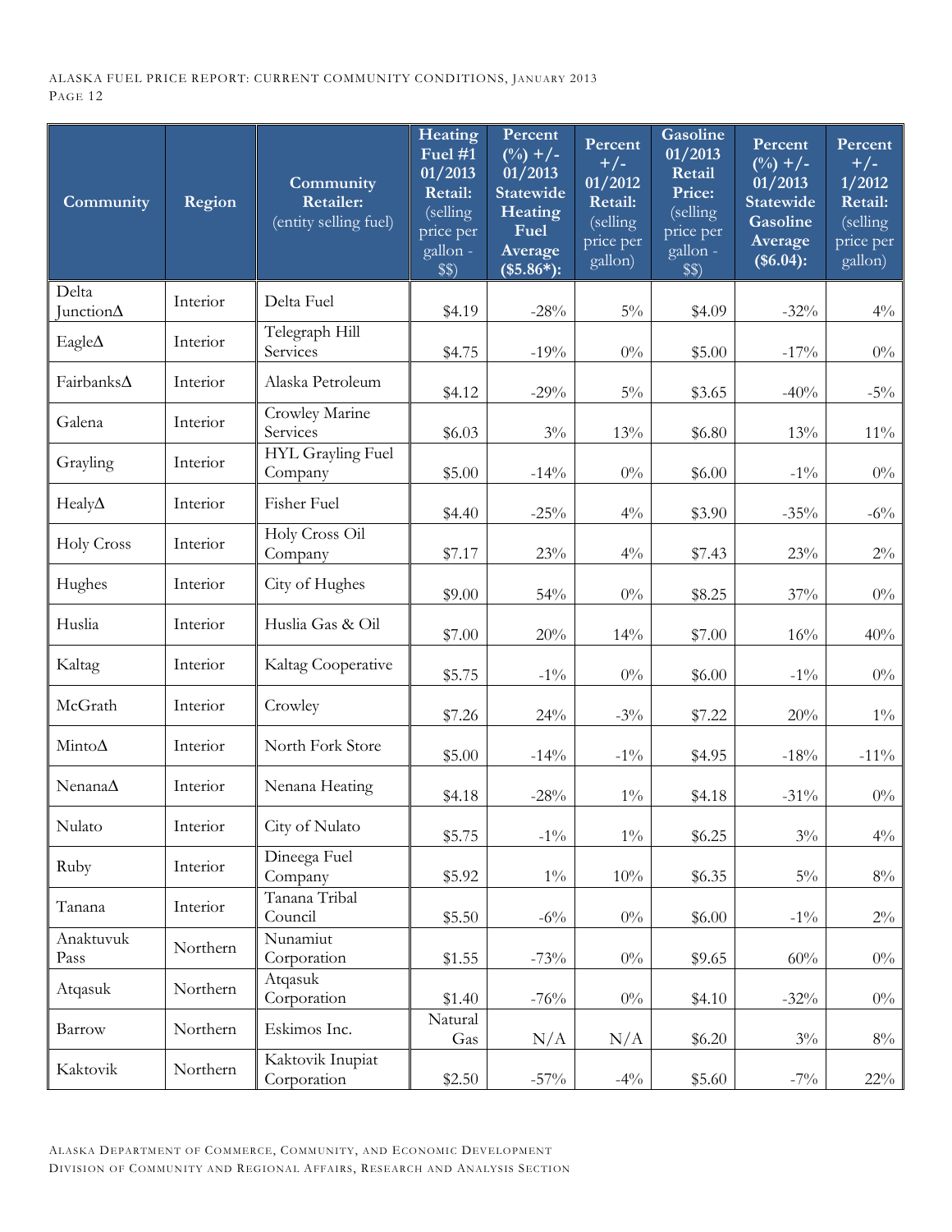| Community | Region | Community Retailer: (entity selling fuel) | Heating Fuel #1 01/2013 Retail: (selling price per gallon - $$) | Percent (%) +/- 01/2013 Statewide Heating Fuel Average ($5.86*): | Percent +/- 01/2012 Retail: (selling price per gallon) | Gasoline 01/2013 Retail Price: (selling price per gallon - $$) | Percent (%) +/- 01/2013 Statewide Gasoline Average ($6.04): | Percent +/- 1/2012 Retail: (selling price per gallon) |
|---|---|---|---|---|---|---|---|---|
| Delta JunctionΔ | Interior | Delta Fuel | $4.19 | -28% | 5% | $4.09 | -32% | 4% |
| EagleΔ | Interior | Telegraph Hill Services | $4.75 | -19% | 0% | $5.00 | -17% | 0% |
| FairbanksΔ | Interior | Alaska Petroleum | $4.12 | -29% | 5% | $3.65 | -40% | -5% |
| Galena | Interior | Crowley Marine Services | $6.03 | 3% | 13% | $6.80 | 13% | 11% |
| Grayling | Interior | HYL Grayling Fuel Company | $5.00 | -14% | 0% | $6.00 | -1% | 0% |
| HealyΔ | Interior | Fisher Fuel | $4.40 | -25% | 4% | $3.90 | -35% | -6% |
| Holy Cross | Interior | Holy Cross Oil Company | $7.17 | 23% | 4% | $7.43 | 23% | 2% |
| Hughes | Interior | City of Hughes | $9.00 | 54% | 0% | $8.25 | 37% | 0% |
| Huslia | Interior | Huslia Gas & Oil | $7.00 | 20% | 14% | $7.00 | 16% | 40% |
| Kaltag | Interior | Kaltag Cooperative | $5.75 | -1% | 0% | $6.00 | -1% | 0% |
| McGrath | Interior | Crowley | $7.26 | 24% | -3% | $7.22 | 20% | 1% |
| MintoΔ | Interior | North Fork Store | $5.00 | -14% | -1% | $4.95 | -18% | -11% |
| NenanaΔ | Interior | Nenana Heating | $4.18 | -28% | 1% | $4.18 | -31% | 0% |
| Nulato | Interior | City of Nulato | $5.75 | -1% | 1% | $6.25 | 3% | 4% |
| Ruby | Interior | Dineega Fuel Company | $5.92 | 1% | 10% | $6.35 | 5% | 8% |
| Tanana | Interior | Tanana Tribal Council | $5.50 | -6% | 0% | $6.00 | -1% | 2% |
| Anaktuvuk Pass | Northern | Nunamiut Corporation | $1.55 | -73% | 0% | $9.65 | 60% | 0% |
| Atqasuk | Northern | Atqasuk Corporation | $1.40 | -76% | 0% | $4.10 | -32% | 0% |
| Barrow | Northern | Eskimos Inc. | Natural Gas | N/A | N/A | $6.20 | 3% | 8% |
| Kaktovik | Northern | Kaktovik Inupiat Corporation | $2.50 | -57% | -4% | $5.60 | -7% | 22% |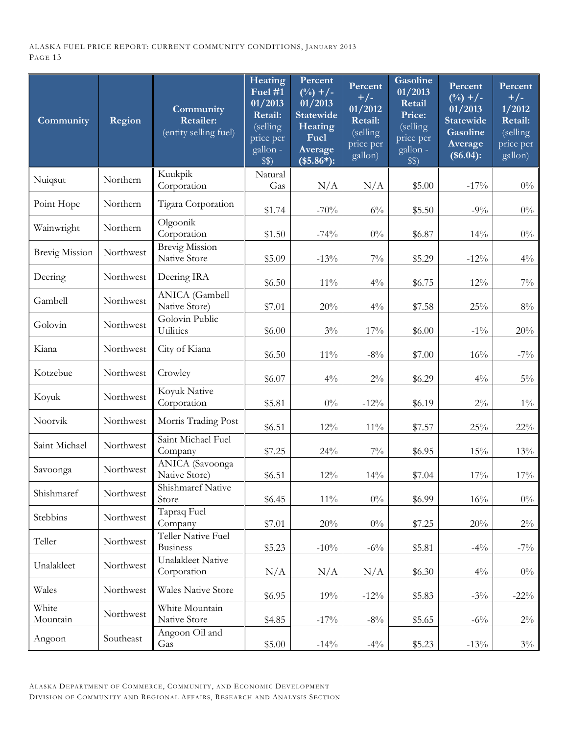| Community | Region | **Community Retailer:** (entity selling fuel) | **Heating Fuel #1 01/2013 Retail:** (selling price per gallon - $$) | **Percent (%) +/- 01/2013 Statewide Heating Fuel Average ($5.86*):** | **Percent +/- 01/2012 Retail:** (selling price per gallon) | **Gasoline 01/2013 Retail Price:** (selling price per gallon - $$) | **Percent (%) +/- 01/2013 Statewide Gasoline Average ($6.04):** | **Percent +/- 1/2012 Retail:** (selling price per gallon) |
|---|---|---|---|---|---|---|---|---|
| Nuiqsut | Northern | Kuukpik Corporation | Natural Gas | N/A | N/A | $5.00 | -17% | 0% |
| Point Hope | Northern | Tigara Corporation | $1.74 | -70% | 6% | $5.50 | -9% | 0% |
| Wainwright | Northern | Olgoonik Corporation | $1.50 | -74% | 0% | $6.87 | 14% | 0% |
| Brevig Mission | Northwest | Brevig Mission Native Store | $5.09 | -13% | 7% | $5.29 | -12% | 4% |
| Deering | Northwest | Deering IRA | $6.50 | 11% | 4% | $6.75 | 12% | 7% |
| Gambell | Northwest | ANICA (Gambell Native Store) | $7.01 | 20% | 4% | $7.58 | 25% | 8% |
| Golovin | Northwest | Golovin Public Utilities | $6.00 | 3% | 17% | $6.00 | -1% | 20% |
| Kiana | Northwest | City of Kiana | $6.50 | 11% | -8% | $7.00 | 16% | -7% |
| Kotzebue | Northwest | Crowley | $6.07 | 4% | 2% | $6.29 | 4% | 5% |
| Koyuk | Northwest | Koyuk Native Corporation | $5.81 | 0% | -12% | $6.19 | 2% | 1% |
| Noorvik | Northwest | Morris Trading Post | $6.51 | 12% | 11% | $7.57 | 25% | 22% |
| Saint Michael | Northwest | Saint Michael Fuel Company | $7.25 | 24% | 7% | $6.95 | 15% | 13% |
| Savoonga | Northwest | ANICA (Savoonga Native Store) | $6.51 | 12% | 14% | $7.04 | 17% | 17% |
| Shishmaref | Northwest | Shishmaref Native Store | $6.45 | 11% | 0% | $6.99 | 16% | 0% |
| Stebbins | Northwest | Tapraq Fuel Company | $7.01 | 20% | 0% | $7.25 | 20% | 2% |
| Teller | Northwest | Teller Native Fuel Business | $5.23 | -10% | -6% | $5.81 | -4% | -7% |
| Unalakleet | Northwest | Unalakleet Native Corporation | N/A | N/A | N/A | $6.30 | 4% | 0% |
| Wales | Northwest | Wales Native Store | $6.95 | 19% | -12% | $5.83 | -3% | -22% |
| White Mountain | Northwest | White Mountain Native Store | $4.85 | -17% | -8% | $5.65 | -6% | 2% |
| Angoon | Southeast | Angoon Oil and Gas | $5.00 | -14% | -4% | $5.23 | -13% | 3% |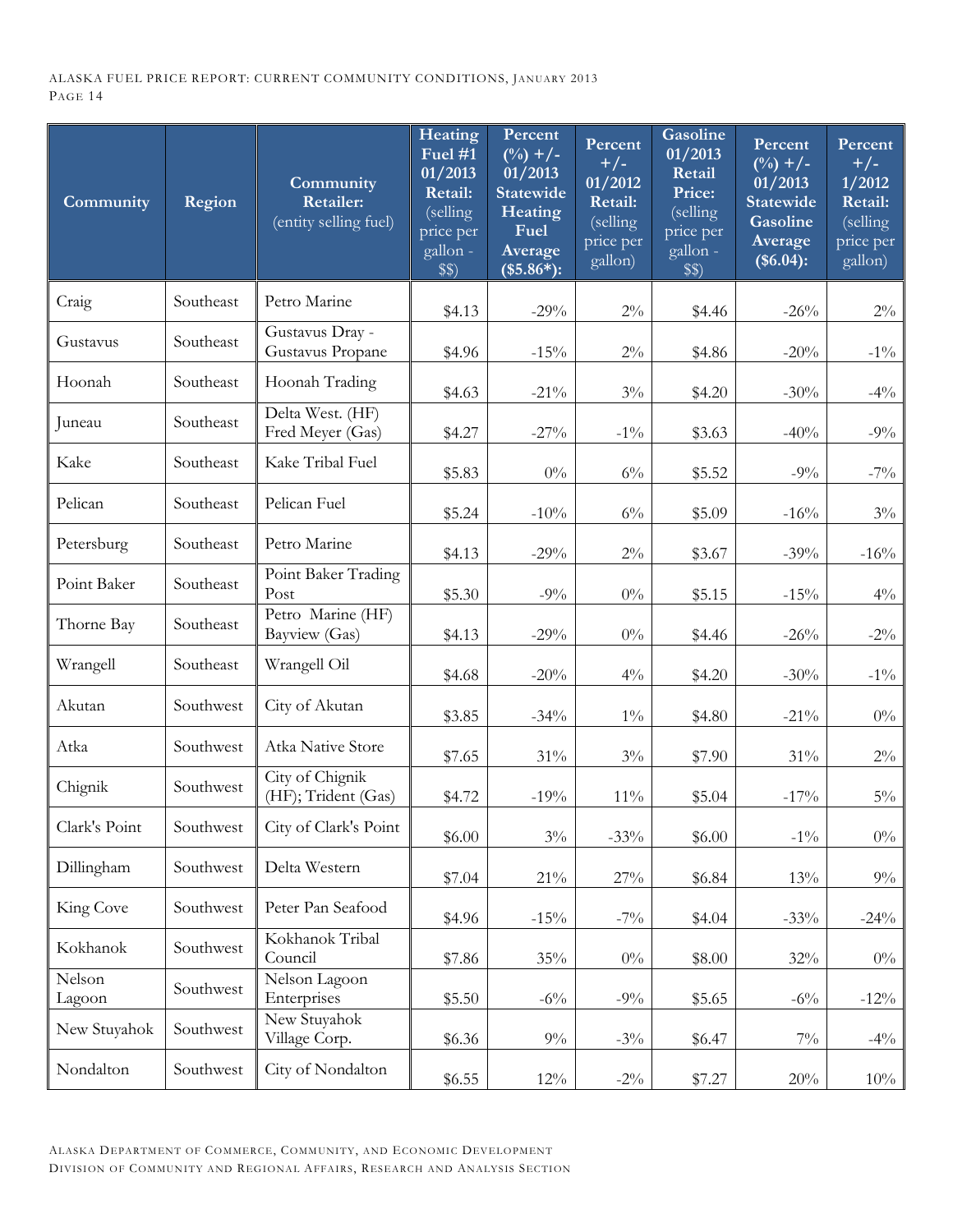| Community | Region | Community Retailer: (entity selling fuel) | Heating Fuel #1 01/2013 Retail: (selling price per gallon - $$) | Percent (%) +/- 01/2013 Statewide Heating Fuel Average ($5.86*): | Percent +/- 01/2012 Retail: (selling price per gallon) | Gasoline 01/2013 Retail Price: (selling price per gallon - $$) | Percent (%) +/- 01/2013 Statewide Gasoline Average ($6.04): | Percent +/- 1/2012 Retail: (selling price per gallon) |
|---|---|---|---|---|---|---|---|---|
| Craig | Southeast | Petro Marine | $4.13 | -29% | 2% | $4.46 | -26% | 2% |
| Gustavus | Southeast | Gustavus Dray - Gustavus Propane | $4.96 | -15% | 2% | $4.86 | -20% | -1% |
| Hoonah | Southeast | Hoonah Trading | $4.63 | -21% | 3% | $4.20 | -30% | -4% |
| Juneau | Southeast | Delta West. (HF) Fred Meyer (Gas) | $4.27 | -27% | -1% | $3.63 | -40% | -9% |
| Kake | Southeast | Kake Tribal Fuel | $5.83 | 0% | 6% | $5.52 | -9% | -7% |
| Pelican | Southeast | Pelican Fuel | $5.24 | -10% | 6% | $5.09 | -16% | 3% |
| Petersburg | Southeast | Petro Marine | $4.13 | -29% | 2% | $3.67 | -39% | -16% |
| Point Baker | Southeast | Point Baker Trading Post | $5.30 | -9% | 0% | $5.15 | -15% | 4% |
| Thorne Bay | Southeast | Petro Marine (HF) Bayview (Gas) | $4.13 | -29% | 0% | $4.46 | -26% | -2% |
| Wrangell | Southeast | Wrangell Oil | $4.68 | -20% | 4% | $4.20 | -30% | -1% |
| Akutan | Southwest | City of Akutan | $3.85 | -34% | 1% | $4.80 | -21% | 0% |
| Atka | Southwest | Atka Native Store | $7.65 | 31% | 3% | $7.90 | 31% | 2% |
| Chignik | Southwest | City of Chignik (HF); Trident (Gas) | $4.72 | -19% | 11% | $5.04 | -17% | 5% |
| Clark's Point | Southwest | City of Clark's Point | $6.00 | 3% | -33% | $6.00 | -1% | 0% |
| Dillingham | Southwest | Delta Western | $7.04 | 21% | 27% | $6.84 | 13% | 9% |
| King Cove | Southwest | Peter Pan Seafood | $4.96 | -15% | -7% | $4.04 | -33% | -24% |
| Kokhanok | Southwest | Kokhanok Tribal Council | $7.86 | 35% | 0% | $8.00 | 32% | 0% |
| Nelson Lagoon | Southwest | Nelson Lagoon Enterprises | $5.50 | -6% | -9% | $5.65 | -6% | -12% |
| New Stuyahok | Southwest | New Stuyahok Village Corp. | $6.36 | 9% | -3% | $6.47 | 7% | -4% |
| Nondalton | Southwest | City of Nondalton | $6.55 | 12% | -2% | $7.27 | 20% | 10% |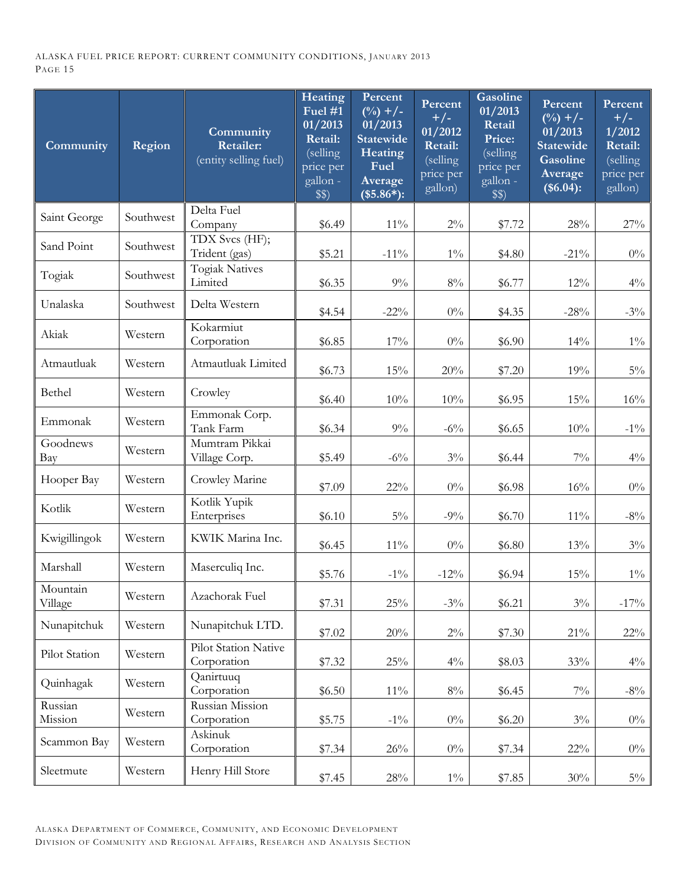| Community | Region | Community Retailer: (entity selling fuel) | Heating Fuel #1 01/2013 Retail: (selling price per gallon - $$) | Percent (%) +/- 01/2013 Statewide Heating Fuel Average ($5.86*): | Percent +/- 01/2012 Retail: (selling price per gallon) | Gasoline 01/2013 Retail Price: (selling price per gallon - $$) | Percent (%) +/- 01/2013 Statewide Gasoline Average ($6.04): | Percent +/- 1/2012 Retail: (selling price per gallon) |
|---|---|---|---|---|---|---|---|---|
| Saint George | Southwest | Delta Fuel Company | $6.49 | 11% | 2% | $7.72 | 28% | 27% |
| Sand Point | Southwest | TDX Svcs (HF); Trident (gas) | $5.21 | -11% | 1% | $4.80 | -21% | 0% |
| Togiak | Southwest | Togiak Natives Limited | $6.35 | 9% | 8% | $6.77 | 12% | 4% |
| Unalaska | Southwest | Delta Western | $4.54 | -22% | 0% | $4.35 | -28% | -3% |
| Akiak | Western | Kokarmiut Corporation | $6.85 | 17% | 0% | $6.90 | 14% | 1% |
| Atmautluak | Western | Atmautluak Limited | $6.73 | 15% | 20% | $7.20 | 19% | 5% |
| Bethel | Western | Crowley | $6.40 | 10% | 10% | $6.95 | 15% | 16% |
| Emmonak | Western | Emmonak Corp. Tank Farm | $6.34 | 9% | -6% | $6.65 | 10% | -1% |
| Goodnews Bay | Western | Mumtram Pikkai Village Corp. | $5.49 | -6% | 3% | $6.44 | 7% | 4% |
| Hooper Bay | Western | Crowley Marine | $7.09 | 22% | 0% | $6.98 | 16% | 0% |
| Kotlik | Western | Kotlik Yupik Enterprises | $6.10 | 5% | -9% | $6.70 | 11% | -8% |
| Kwigillingok | Western | KWIK Marina Inc. | $6.45 | 11% | 0% | $6.80 | 13% | 3% |
| Marshall | Western | Maserculiq Inc. | $5.76 | -1% | -12% | $6.94 | 15% | 1% |
| Mountain Village | Western | Azachorak Fuel | $7.31 | 25% | -3% | $6.21 | 3% | -17% |
| Nunapitchuk | Western | Nunapitchuk LTD. | $7.02 | 20% | 2% | $7.30 | 21% | 22% |
| Pilot Station | Western | Pilot Station Native Corporation | $7.32 | 25% | 4% | $8.03 | 33% | 4% |
| Quinhagak | Western | Qanirtuuq Corporation | $6.50 | 11% | 8% | $6.45 | 7% | -8% |
| Russian Mission | Western | Russian Mission Corporation | $5.75 | -1% | 0% | $6.20 | 3% | 0% |
| Scammon Bay | Western | Askinuk Corporation | $7.34 | 26% | 0% | $7.34 | 22% | 0% |
| Sleetmute | Western | Henry Hill Store | $7.45 | 28% | 1% | $7.85 | 30% | 5% |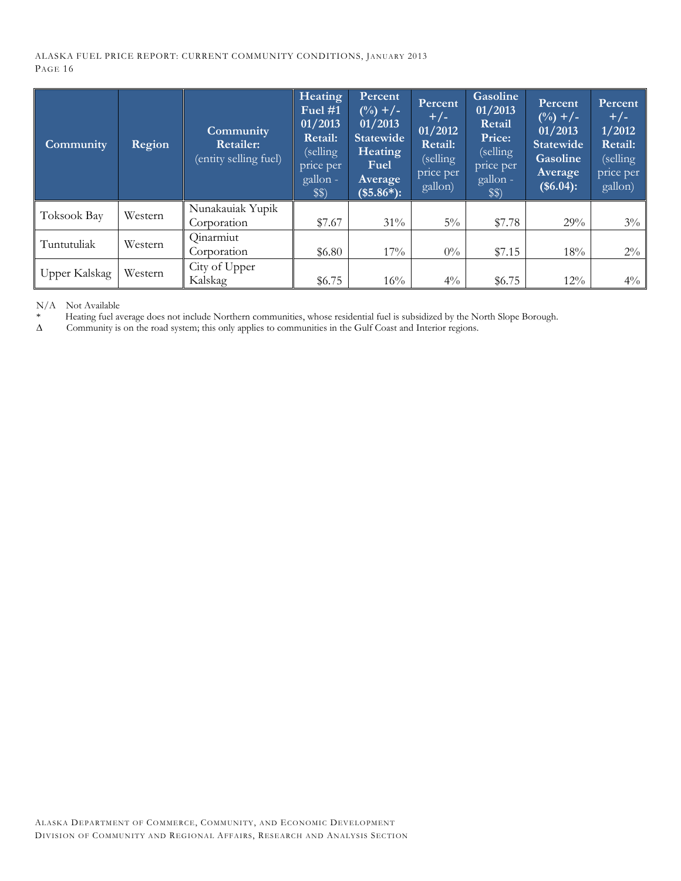| Community | Region | Community Retailer: (entity selling fuel) | Heating Fuel #1 01/2013 Retail: (selling price per gallon - $$) | Percent (%) +/- 01/2013 Statewide Heating Fuel Average ($5.86*): | Percent +/- 01/2012 Retail: (selling price per gallon) | Gasoline 01/2013 Retail Price: (selling price per gallon - $$) | Percent (%) +/- 01/2013 Statewide Gasoline Average ($6.04): | Percent +/- 1/2012 Retail: (selling price per gallon) |
|---|---|---|---|---|---|---|---|---|
| Toksook Bay | Western | Nunakauiak Yupik Corporation | $7.67 | 31% | 5% | $7.78 | 29% | 3% |
| Tuntutuliak | Western | Qinarmiut Corporation | $6.80 | 17% | 0% | $7.15 | 18% | 2% |
| Upper Kalskag | Western | City of Upper Kalskag | $6.75 | 16% | 4% | $6.75 | 12% | 4% |

N/A Not Available

* Heating fuel average does not include Northern communities, whose residential fuel is subsidized by the North Slope Borough.

Δ Community is on the road system; this only applies to communities in the Gulf Coast and Interior regions.